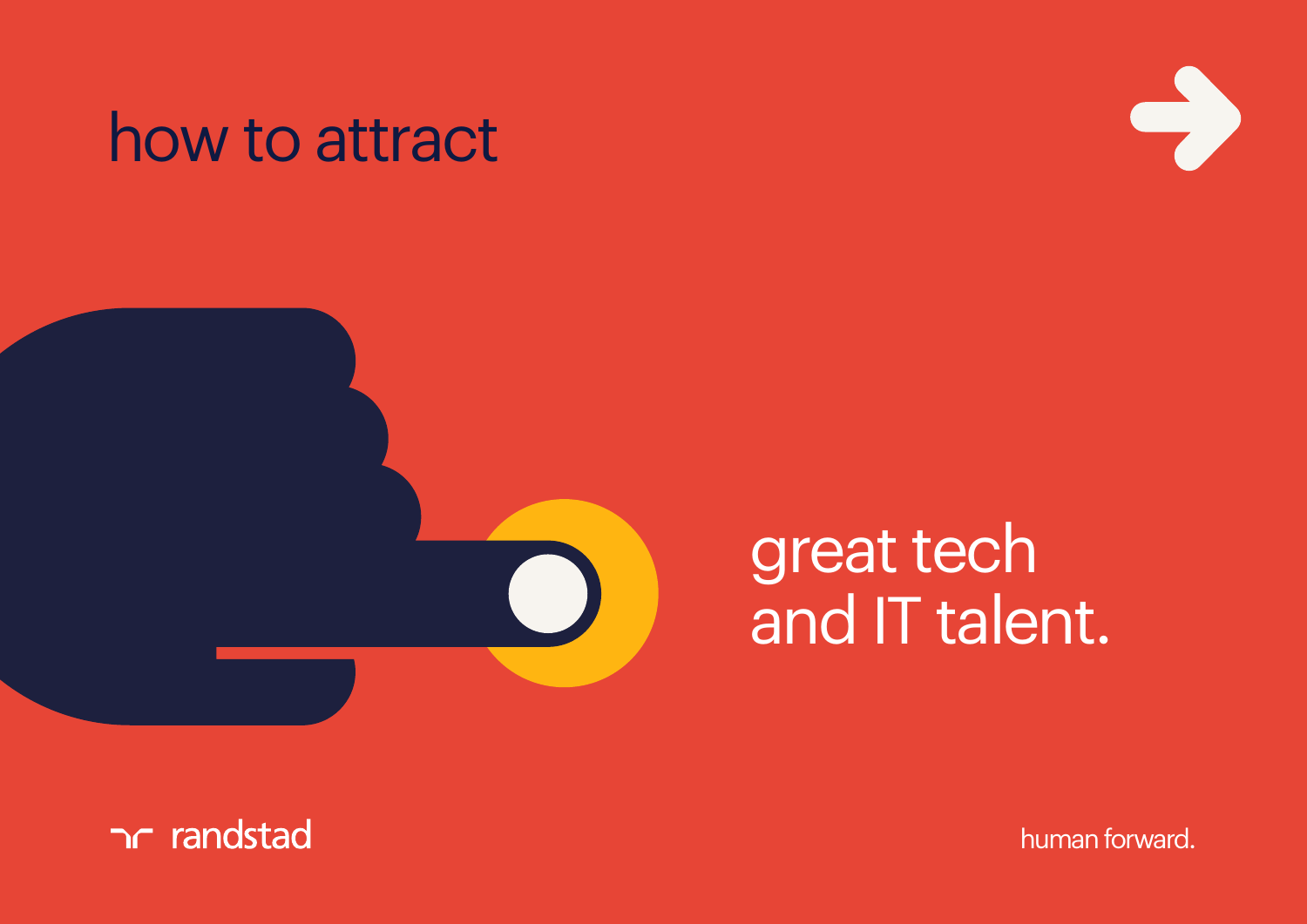# how to attract great tech and IT talent.

randstad

human forward.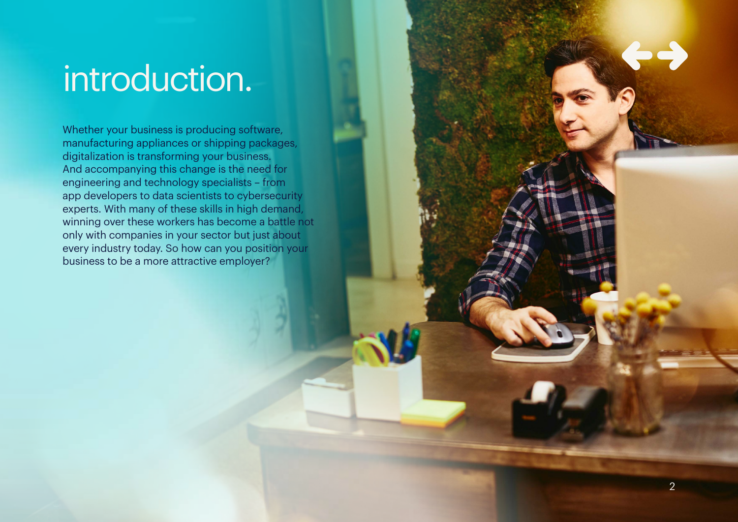# introduction.

Whether your business is producing software, manufacturing appliances or shipping packages, digitalization is transforming your business. And accompanying this change is the need for engineering and technology specialists – from app developers to data scientists to cybersecurity experts. With many of these skills in high demand, winning over these workers has become a battle not only with companies in your sector but just about every industry today. So how can you position your business to be a more attractive employer?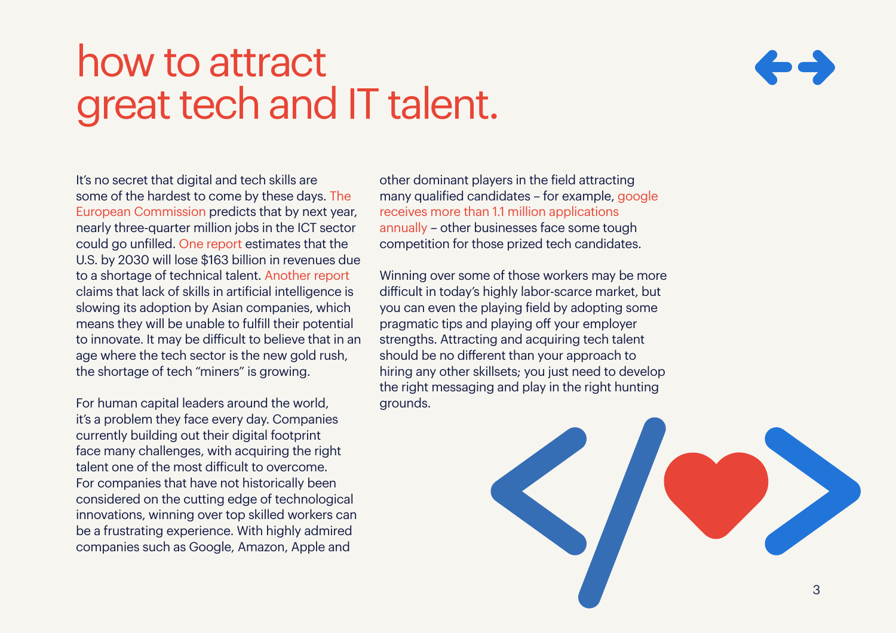# how to attract great tech and IT talent.

It's no secret that digital and tech skills are some of the hardest to come by these days. The European Commission predicts that by next year, nearly three-quarter million jobs in the ICT sector could go unfilled. One report estimates that the U.S. by 2030 will lose $163 billion in revenues due to a shortage of technical talent. Another report claims that lack of skills in artificial intelligence is slowing its adoption by Asian companies, which means they will be unable to fulfill their potential to innovate. It may be difficult to believe that in an age where the tech sector is the new gold rush, the shortage of tech "miners" is growing.

For human capital leaders around the world, it's a problem they face every day. Companies currently building out their digital footprint face many challenges, with acquiring the right talent one of the most difficult to overcome. For companies that have not historically been considered on the cutting edge of technological innovations, winning over top skilled workers can be a frustrating experience. With highly admired companies such as Google, Amazon, Apple and other dominant players in the field attracting many qualified candidates – for example, google receives more than 1.1 million applications annually – other businesses face some tough competition for those prized tech candidates.

Winning over some of those workers may be more difficult in today's highly labor-scarce market, but you can even the playing field by adopting some pragmatic tips and playing off your employer strengths. Attracting and acquiring tech talent should be no different than your approach to hiring any other skillsets; you just need to develop the right messaging and play in the right hunting grounds.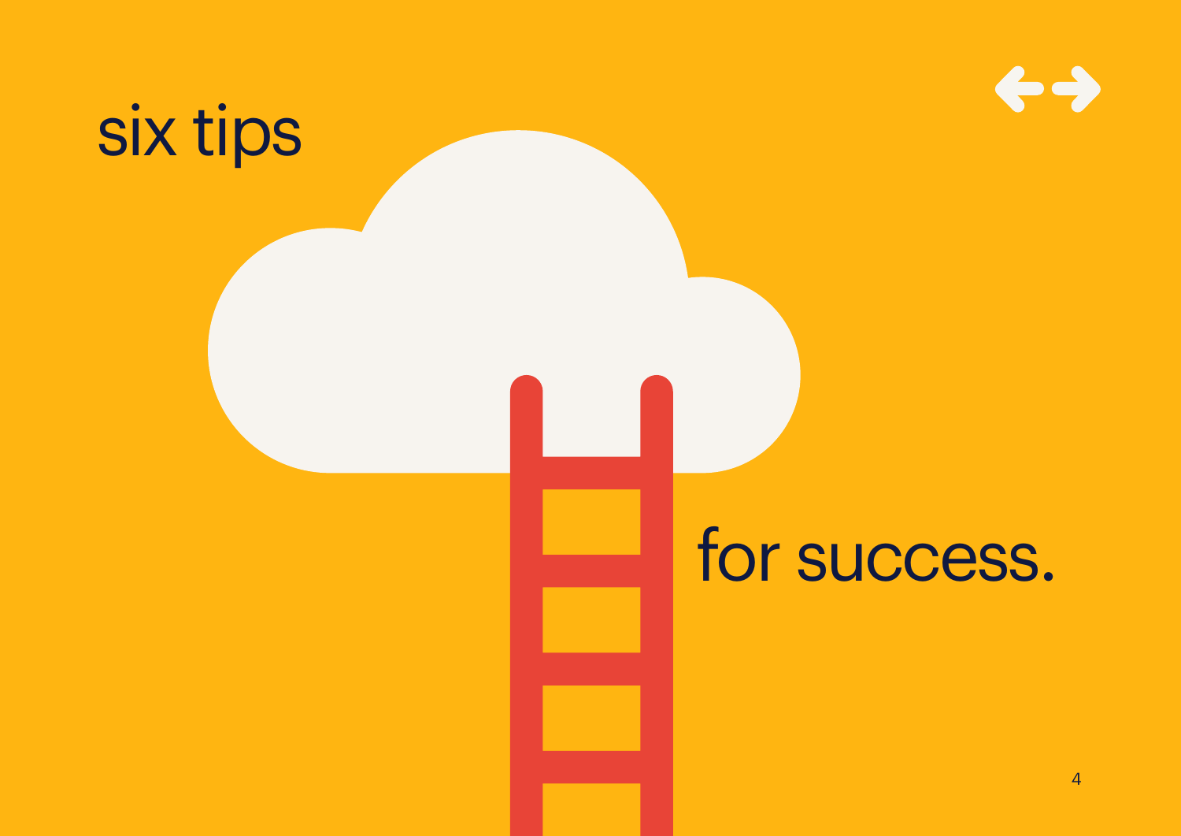# six tips for success.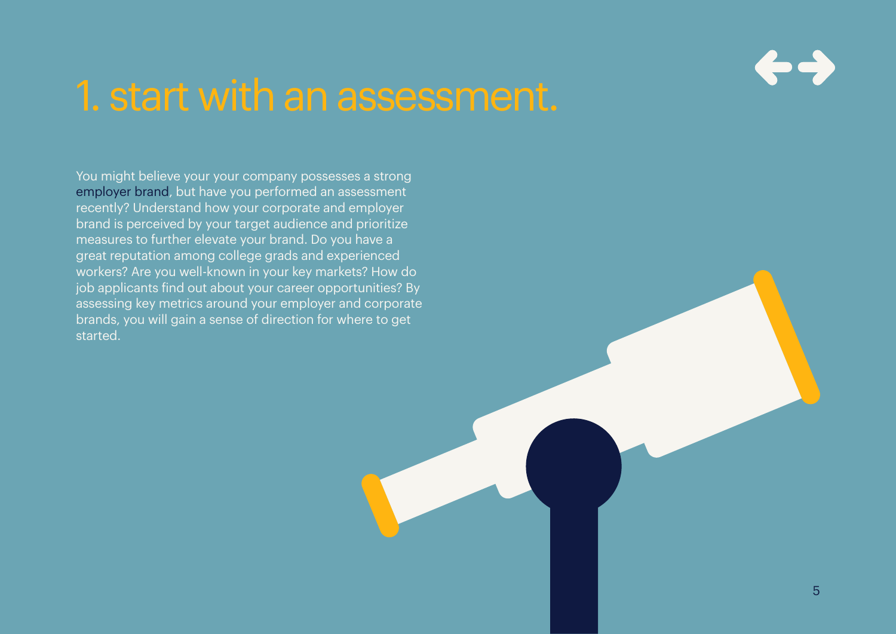# 1. start with an assessment.

You might believe your your company possesses a strong employer brand, but have you performed an assessment recently? Understand how your corporate and employer brand is perceived by your target audience and prioritize measures to further elevate your brand. Do you have a great reputation among college grads and experienced workers? Are you well-known in your key markets? How do job applicants find out about your career opportunities? By assessing key metrics around your employer and corporate brands, you will gain a sense of direction for where to get started.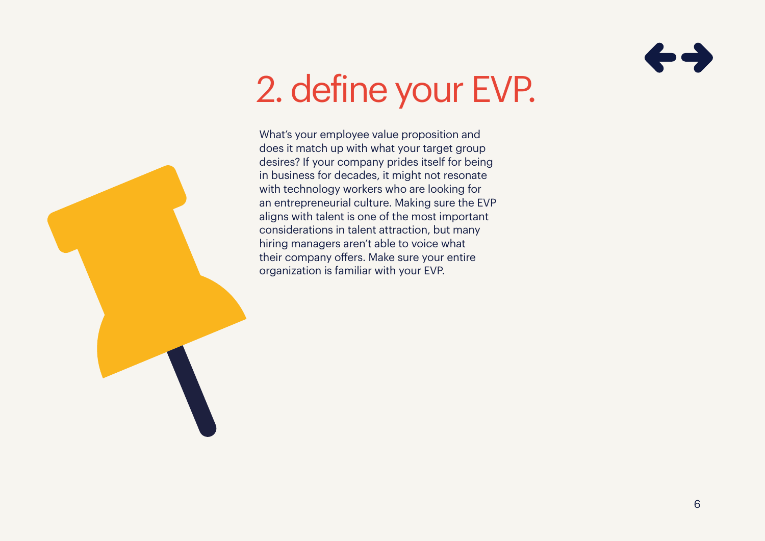# 2. define your EVP.

What's your employee value proposition and does it match up with what your target group desires? If your company prides itself for being in business for decades, it might not resonate with technology workers who are looking for an entrepreneurial culture. Making sure the EVP aligns with talent is one of the most important considerations in talent attraction, but many hiring managers aren't able to voice what their company offers. Make sure your entire organization is familiar with your EVP.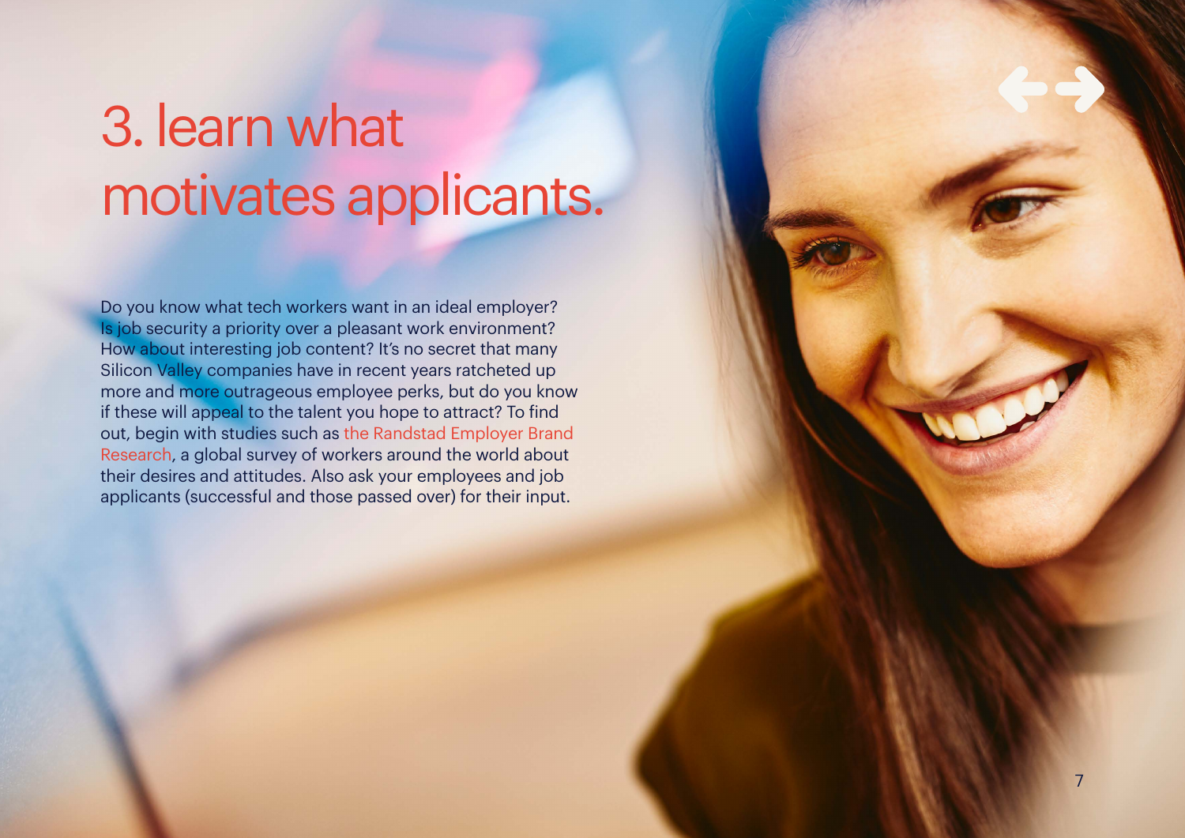# 3. learn what motivates applicants.

Do you know what tech workers want in an ideal employer? Is job security a priority over a pleasant work environment? How about interesting job content? It's no secret that many Silicon Valley companies have in recent years ratcheted up more and more outrageous employee perks, but do you know if these will appeal to the talent you hope to attract? To find out, begin with studies such as the Randstad Employer Brand Research, a global survey of workers around the world about their desires and attitudes. Also ask your employees and job applicants (successful and those passed over) for their input.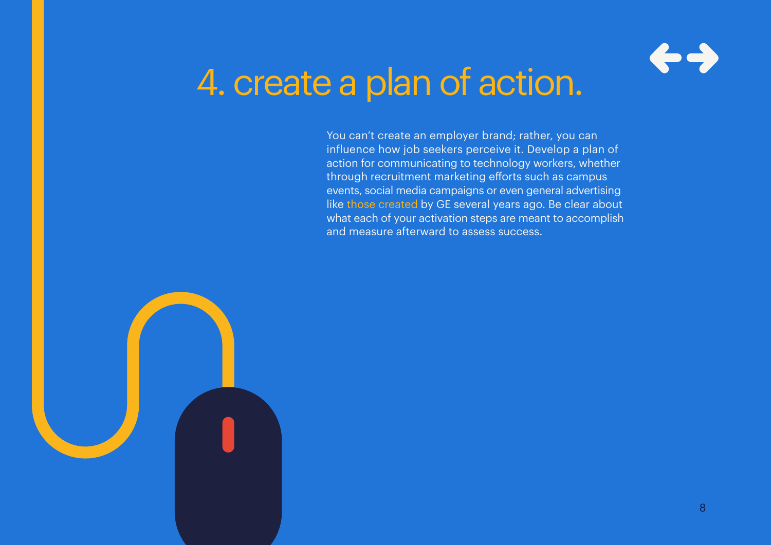# 4. create a plan of action.

You can't create an employer brand; rather, you can influence how job seekers perceive it. Develop a plan of action for communicating to technology workers, whether through recruitment marketing efforts such as campus events, social media campaigns or even general advertising like those created by GE several years ago. Be clear about what each of your activation steps are meant to accomplish and measure afterward to assess success.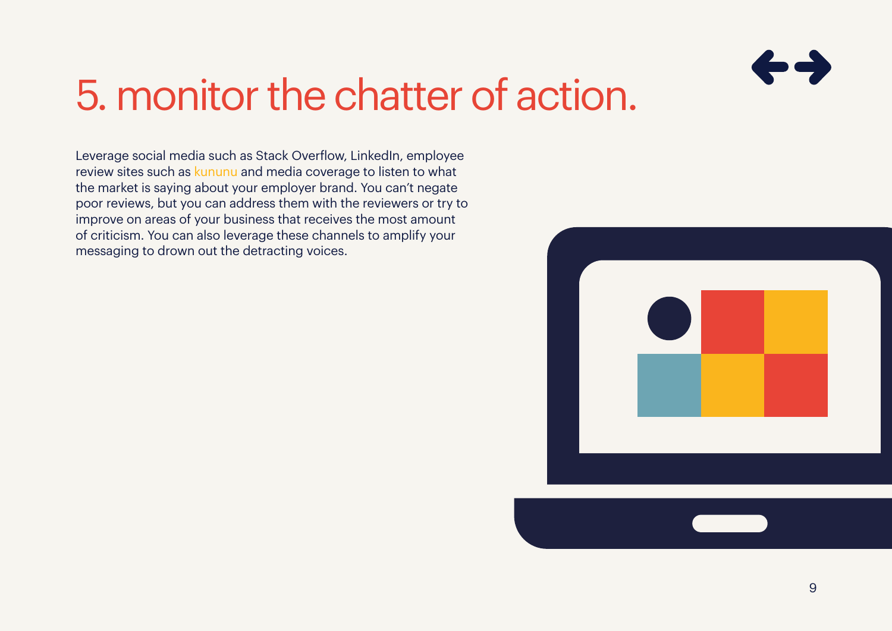# 5. monitor the chatter of action.

Leverage social media such as Stack Overflow, LinkedIn, employee review sites such as kununu and media coverage to listen to what the market is saying about your employer brand. You can't negate poor reviews, but you can address them with the reviewers or try to improve on areas of your business that receives the most amount of criticism. You can also leverage these channels to amplify your messaging to drown out the detracting voices.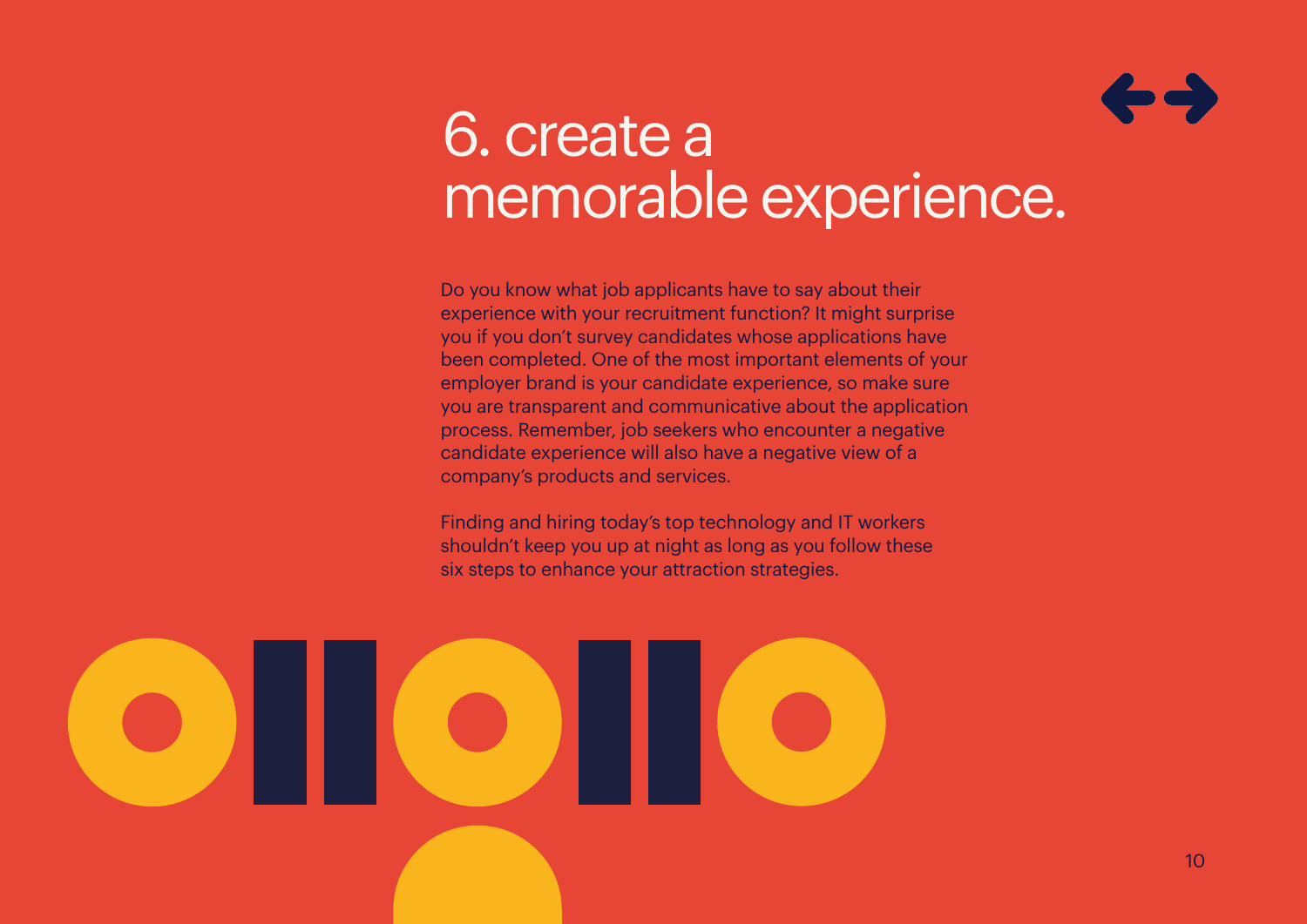# 6. create a memorable experience.

Do you know what job applicants have to say about their experience with your recruitment function? It might surprise you if you don't survey candidates whose applications have been completed. One of the most important elements of your employer brand is your candidate experience, so make sure you are transparent and communicative about the application process. Remember, job seekers who encounter a negative candidate experience will also have a negative view of a company's products and services.

Finding and hiring today's top technology and IT workers shouldn't keep you up at night as long as you follow these six steps to enhance your attraction strategies.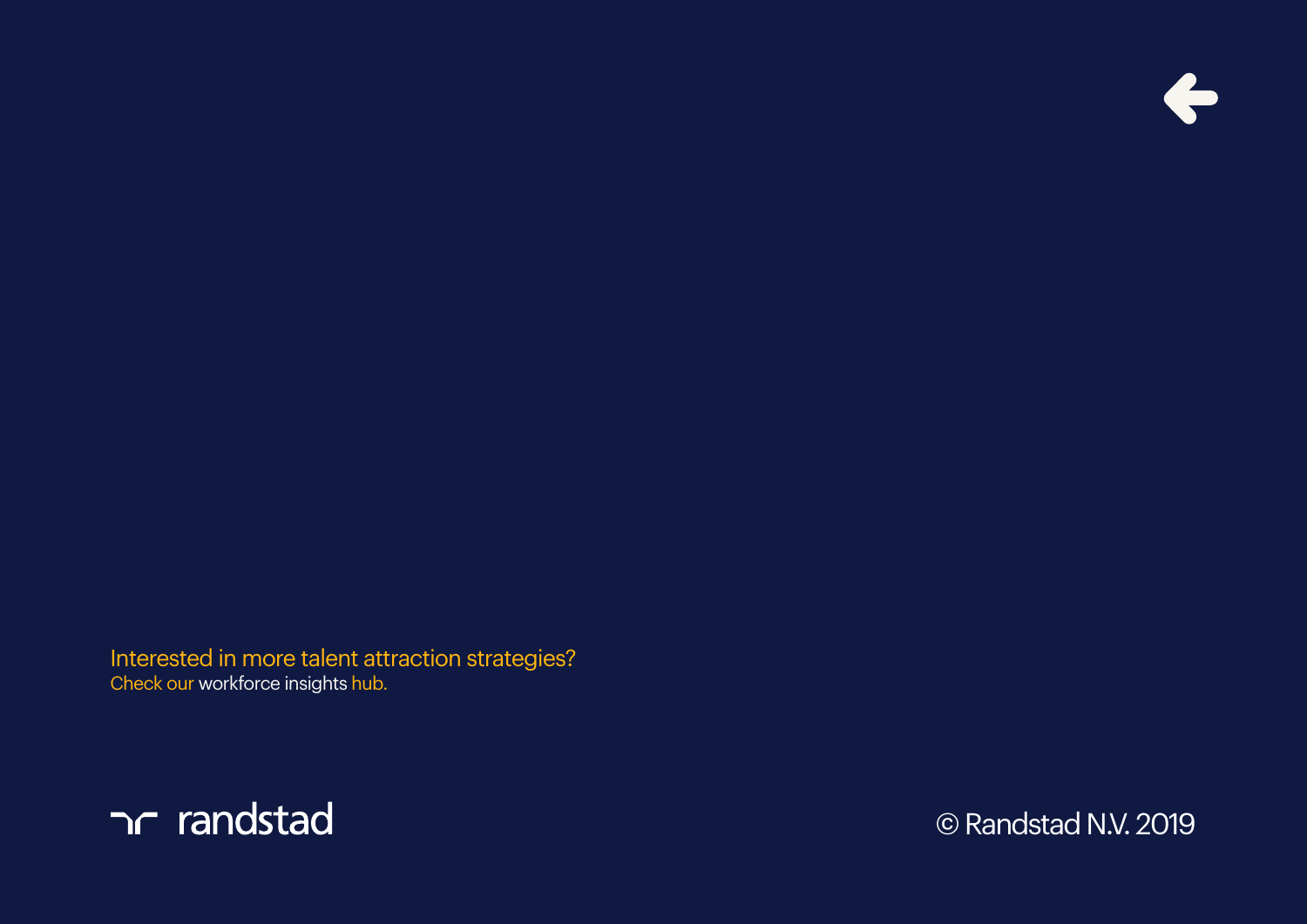Interested in more talent attraction strategies?

Check our workforce insights hub.

randstad

© Randstad N.V. 2019